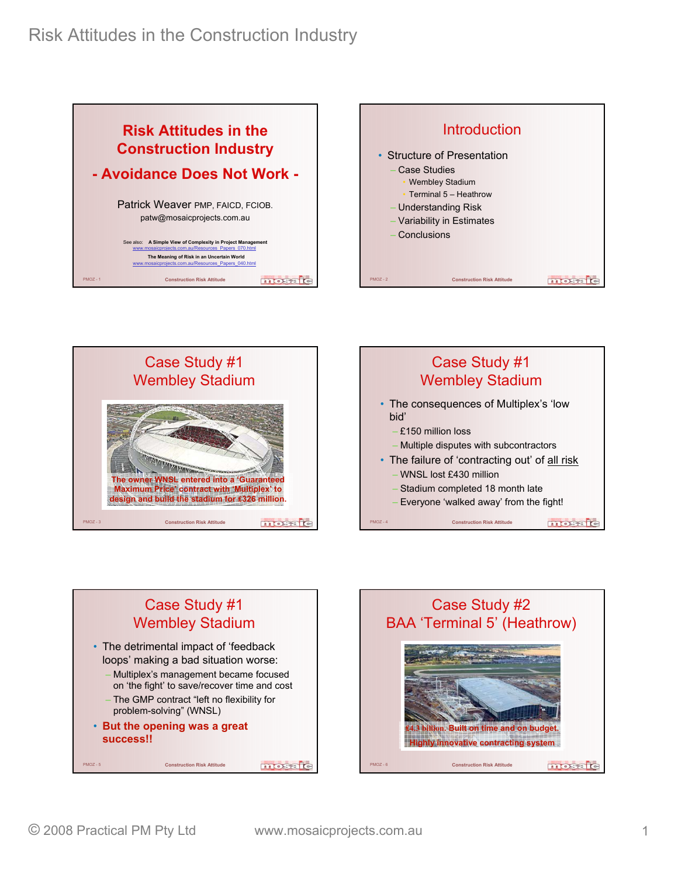# Risk Attitudes in the Construction Industry

## Risk Attitudes in the Construction Industry

## - Avoidance Does Not Work -

Patrick Weaver PMP, FAICD, FCIOB.

patw@mosaicprojects.com.au

See also: **A Simple View of Complexity in Project Management**
www.mosaicprojects.com.au/Resources_Papers_070.html

**The Meaning of Risk in an Uncertain World**
www.mosaicprojects.com.au/Resources_Papers_040.html

PMOZ - 1 Construction Risk Attitude

## Introduction

- Structure of Presentation
  - Case Studies
    - Wembley Stadium
    - Terminal 5 – Heathrow
  - Understanding Risk
  - Variability in Estimates
  - Conclusions

PMOZ - 2 Construction Risk Attitude

## Case Study #1 Wembley Stadium

The owner WNSL entered into a 'Guaranteed Maximum Price' contract with 'Multiplex' to design and build the stadium for £326 million.

PMOZ - 3 Construction Risk Attitude

## Case Study #1 Wembley Stadium

- The consequences of Multiplex's 'low bid'
  - £150 million loss
  - Multiple disputes with subcontractors
- The failure of 'contracting out' of all risk
  - WNSL lost £430 million
  - Stadium completed 18 month late
  - Everyone 'walked away' from the fight!

PMOZ - 4 Construction Risk Attitude

## Case Study #1 Wembley Stadium

- The detrimental impact of 'feedback loops' making a bad situation worse:
  - Multiplex's management became focused on 'the fight' to save/recover time and cost
  - The GMP contract "left no flexibility for problem-solving" (WNSL)
- **But the opening was a great success!!**

PMOZ - 5 Construction Risk Attitude

## Case Study #2 BAA 'Terminal 5' (Heathrow)

£4.3 billion. Built on time and on budget. Highly innovative contracting system

PMOZ - 6 Construction Risk Attitude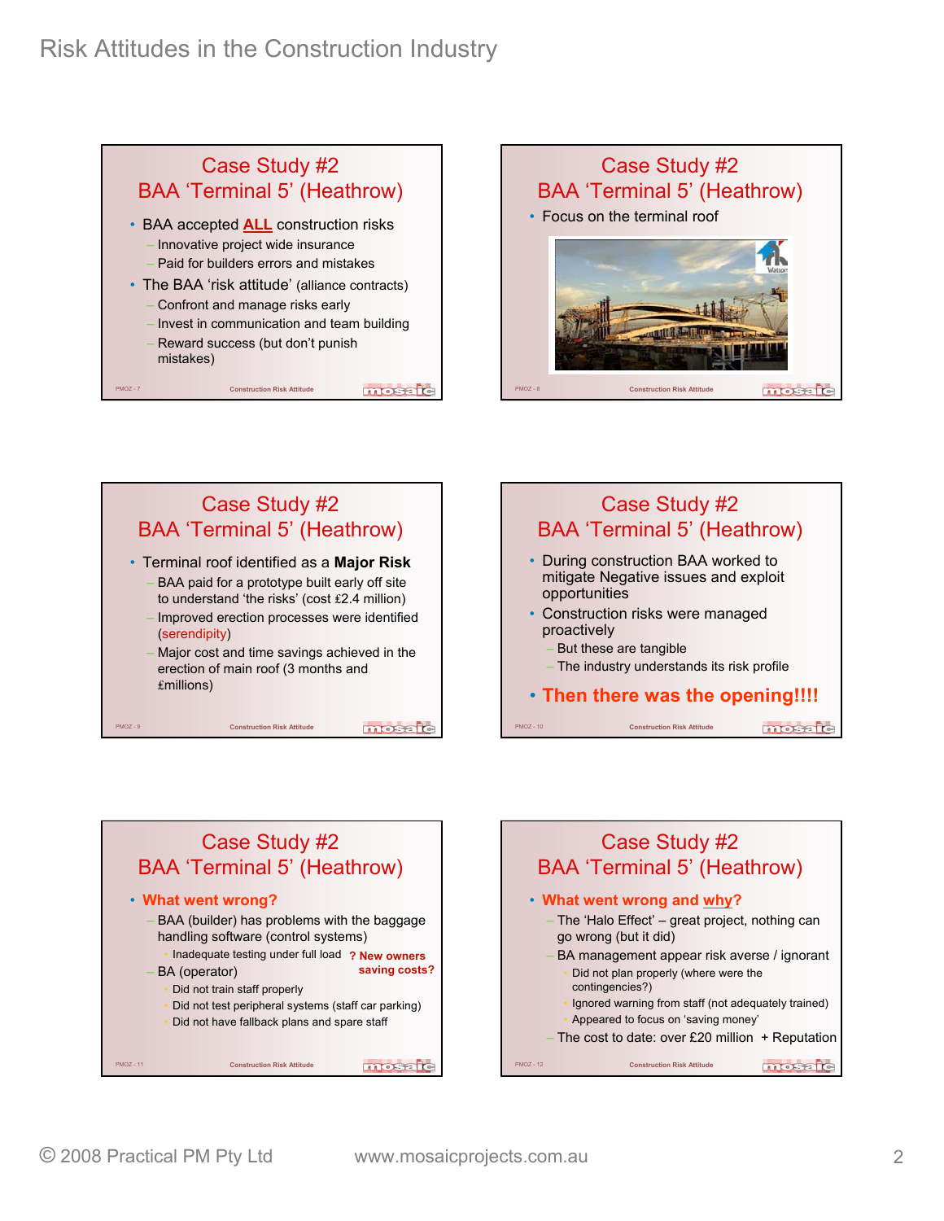## Case Study #2 BAA 'Terminal 5' (Heathrow)

- BAA accepted **ALL** construction risks
  - Innovative project wide insurance
  - Paid for builders errors and mistakes
- The BAA 'risk attitude' (alliance contracts)
  - Confront and manage risks early
  - Invest in communication and team building
  - Reward success (but don't punish mistakes)

## Case Study #2 BAA 'Terminal 5' (Heathrow)

- Focus on the terminal roof

## Case Study #2 BAA 'Terminal 5' (Heathrow)

- Terminal roof identified as a **Major Risk**
  - BAA paid for a prototype built early off site to understand 'the risks' (cost £2.4 million)
  - Improved erection processes were identified (serendipity)
  - Major cost and time savings achieved in the erection of main roof (3 months and £millions)

## Case Study #2 BAA 'Terminal 5' (Heathrow)

- During construction BAA worked to mitigate Negative issues and exploit opportunities
- Construction risks were managed proactively
  - But these are tangible
  - The industry understands its risk profile
- **Then there was the opening!!!!**

## Case Study #2 BAA 'Terminal 5' (Heathrow)

- **What went wrong?**
  - BAA (builder) has problems with the baggage handling software (control systems)
    - Inadequate testing under full load **? New owners saving costs?**
  - BA (operator)
    - Did not train staff properly
    - Did not test peripheral systems (staff car parking)
    - Did not have fallback plans and spare staff

## Case Study #2 BAA 'Terminal 5' (Heathrow)

- **What went wrong and why?**
  - The 'Halo Effect' – great project, nothing can go wrong (but it did)
  - BA management appear risk averse / ignorant
    - Did not plan properly (where were the contingencies?)
    - Ignored warning from staff (not adequately trained)
    - Appeared to focus on 'saving money'
  - The cost to date: over £20 million + Reputation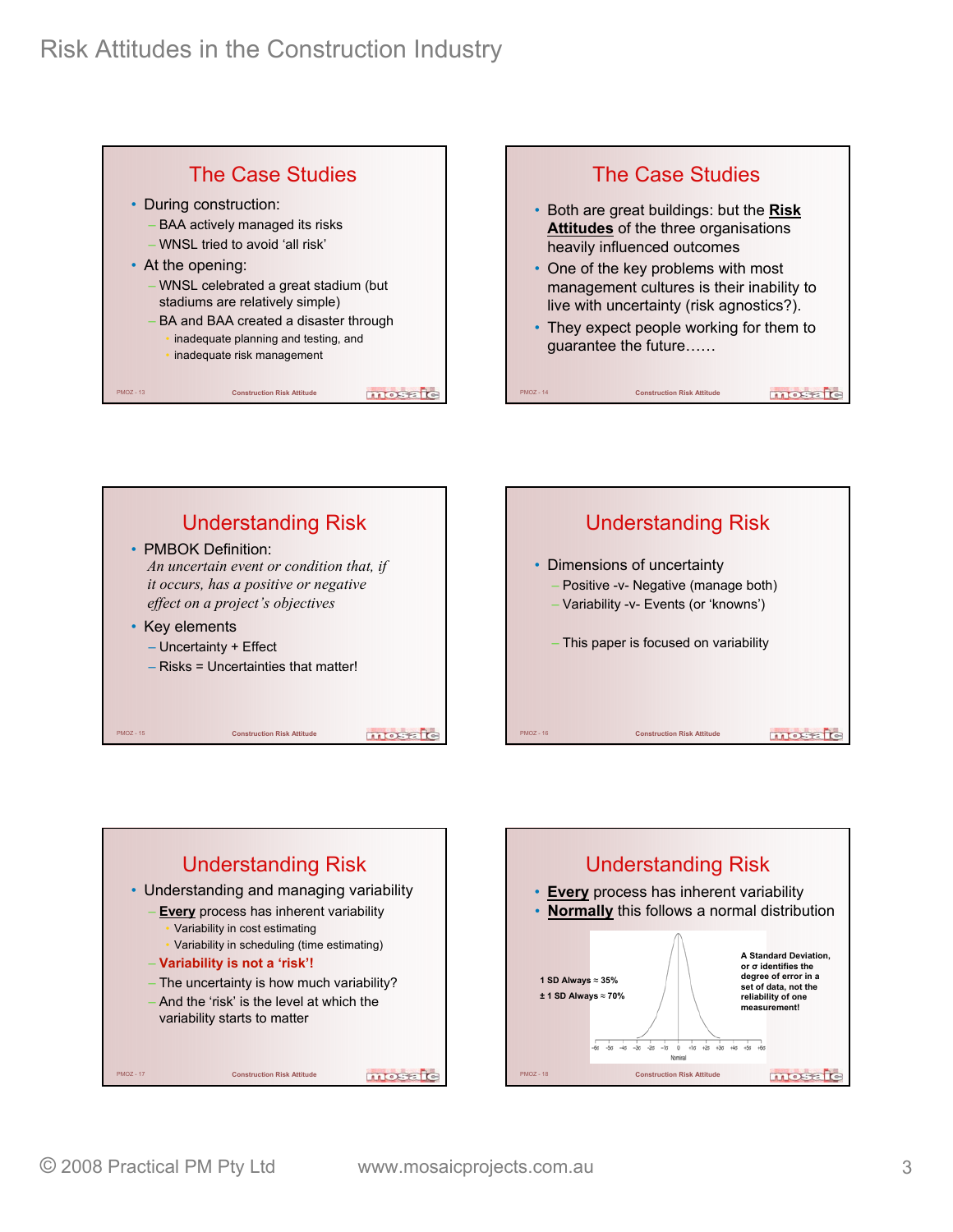## The Case Studies

- During construction:
  - BAA actively managed its risks
  - WNSL tried to avoid 'all risk'
- At the opening:
  - WNSL celebrated a great stadium (but stadiums are relatively simple)
  - BA and BAA created a disaster through
    - inadequate planning and testing, and
    - inadequate risk management

## The Case Studies

- Both are great buildings: but the **Risk Attitudes** of the three organisations heavily influenced outcomes
- One of the key problems with most management cultures is their inability to live with uncertainty (risk agnostics?).
- They expect people working for them to guarantee the future……

## Understanding Risk

- PMBOK Definition:
  *An uncertain event or condition that, if it occurs, has a positive or negative effect on a project's objectives*
- Key elements
  - Uncertainty + Effect
  - Risks = Uncertainties that matter!

## Understanding Risk

- Dimensions of uncertainty
  - Positive -v- Negative (manage both)
  - Variability -v- Events (or 'knowns')
  - This paper is focused on variability

## Understanding Risk

- Understanding and managing variability
  - **Every** process has inherent variability
    - Variability in cost estimating
    - Variability in scheduling (time estimating)
  - **Variability is not a 'risk'!**
  - The uncertainty is how much variability?
  - And the 'risk' is the level at which the variability starts to matter

## Understanding Risk

- **Every** process has inherent variability
- **Normally** this follows a normal distribution

1 SD Always ≈ 35%

± 1 SD Always ≈ 70%

A Standard Deviation, or σ identifies the degree of error in a set of data, not the reliability of one measurement!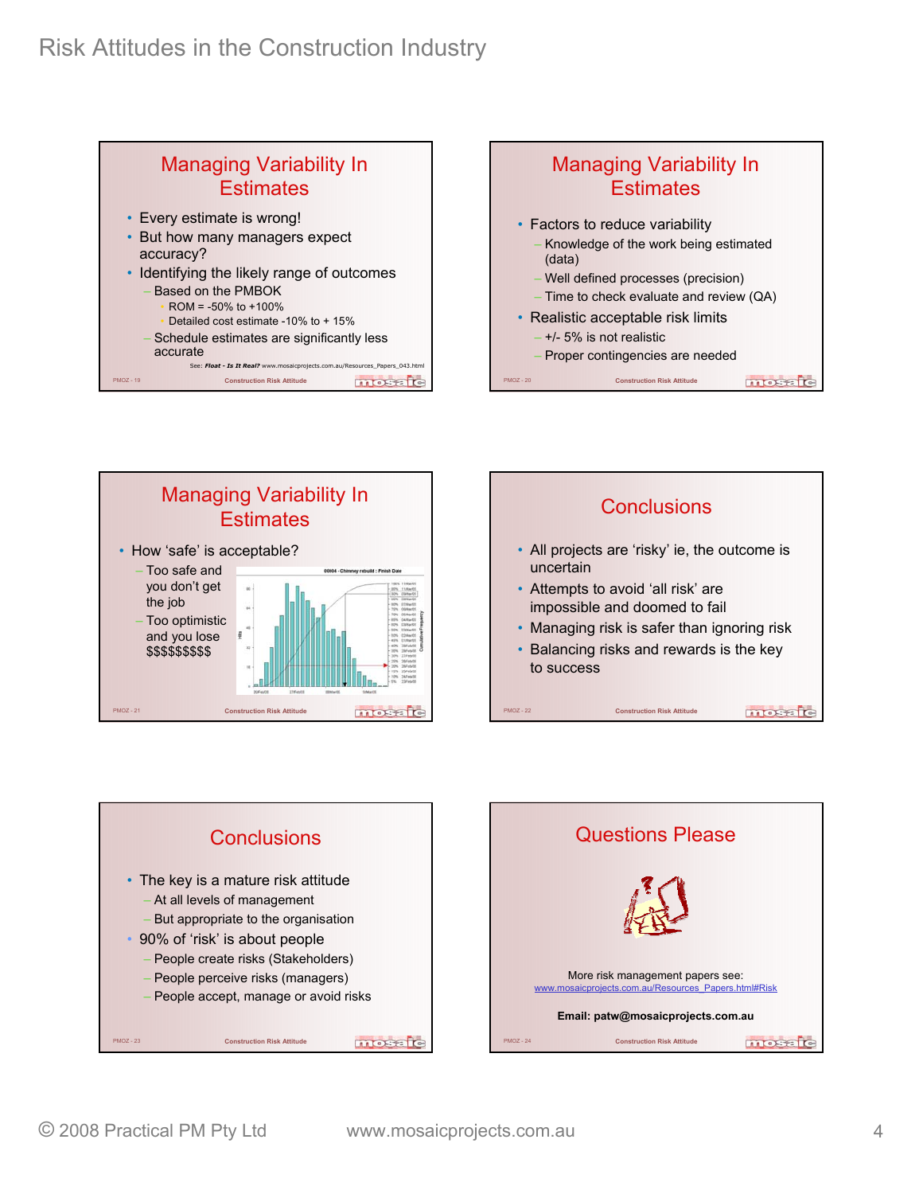## Managing Variability In Estimates

- Every estimate is wrong!
- But how many managers expect accuracy?
- Identifying the likely range of outcomes
  - Based on the PMBOK
    - ROM = -50% to +100%
    - Detailed cost estimate -10% to + 15%
  - Schedule estimates are significantly less accurate

See: *Float - Is It Real?* www.mosaicprojects.com.au/Resources_Papers_043.html

## Managing Variability In Estimates

- Factors to reduce variability
  - Knowledge of the work being estimated (data)
  - Well defined processes (precision)
  - Time to check evaluate and review (QA)
- Realistic acceptable risk limits
  - +/- 5% is not realistic
  - Proper contingencies are needed

## Managing Variability In Estimates

- How 'safe' is acceptable?
  - Too safe and you don't get the job
  - Too optimistic and you lose $$$$$$$$$

00004 - Chimney rebuild : Finish Date

## Conclusions

- All projects are 'risky' ie, the outcome is uncertain
- Attempts to avoid 'all risk' are impossible and doomed to fail
- Managing risk is safer than ignoring risk
- Balancing risks and rewards is the key to success

## Conclusions

- The key is a mature risk attitude
  - At all levels of management
  - But appropriate to the organisation
- 90% of 'risk' is about people
  - People create risks (Stakeholders)
  - People perceive risks (managers)
  - People accept, manage or avoid risks

## Questions Please

More risk management papers see:
www.mosaicprojects.com.au/Resources_Papers.html#Risk

**Email: patw@mosaicprojects.com.au**